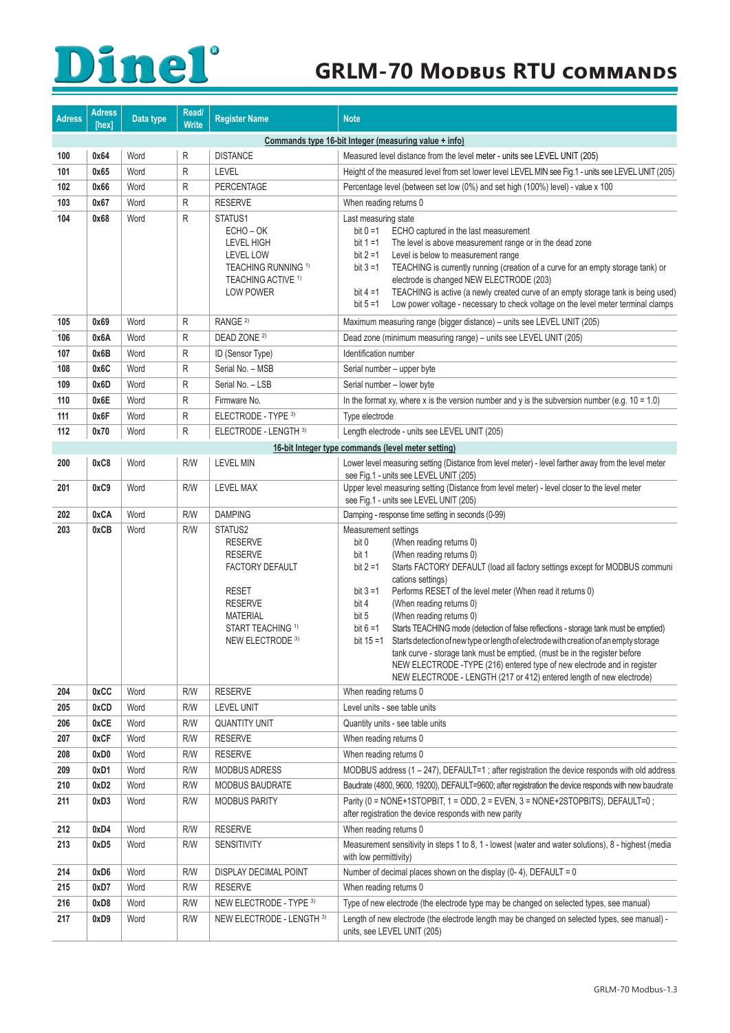# Dinel®

# GRLM-70 Modbus RTU commands

| Adress | Adress [hex] | Data type | Read/ Write | Register Name | Note |
|---|---|---|---|---|---|
| **Commands type 16-bit Integer (measuring value + info)** | | | | | |
| 100 | 0x64 | Word | R | DISTANCE | Measured level distance from the level meter - units see LEVEL UNIT (205) |
| 101 | 0x65 | Word | R | LEVEL | Height of the measured level from set lower level LEVEL MIN see Fig.1 - units see LEVEL UNIT (205) |
| 102 | 0x66 | Word | R | PERCENTAGE | Percentage level (between set low (0%) and set high (100%) level) - value x 100 |
| 103 | 0x67 | Word | R | RESERVE | When reading returns 0 |
| 104 | 0x68 | Word | R | STATUS1<br>ECHO – OK<br>LEVEL HIGH<br>LEVEL LOW<br>TEACHING RUNNING [1]<br>TEACHING ACTIVE [1]<br>LOW POWER | Last measuring state<br>bit 0 =1 ECHO captured in the last measurement<br>bit 1 =1 The level is above measurement range or in the dead zone<br>bit 2 =1 Level is below to measurement range<br>bit 3 =1 TEACHING is currently running (creation of a curve for an empty storage tank) or electrode is changed NEW ELECTRODE (203)<br>bit 4 =1 TEACHING is active (a newly created curve of an empty storage tank is being used)<br>bit 5 =1 Low power voltage - necessary to check voltage on the level meter terminal clamps |
| 105 | 0x69 | Word | R | RANGE [2] | Maximum measuring range (bigger distance) – units see LEVEL UNIT (205) |
| 106 | 0x6A | Word | R | DEAD ZONE [2] | Dead zone (minimum measuring range) – units see LEVEL UNIT (205) |
| 107 | 0x6B | Word | R | ID (Sensor Type) | Identification number |
| 108 | 0x6C | Word | R | Serial No. – MSB | Serial number – upper byte |
| 109 | 0x6D | Word | R | Serial No. – LSB | Serial number – lower byte |
| 110 | 0x6E | Word | R | Firmware No. | In the format xy, where x is the version number and y is the subversion number (e.g. 10 = 1.0) |
| 111 | 0x6F | Word | R | ELECTRODE - TYPE [3] | Type electrode |
| 112 | 0x70 | Word | R | ELECTRODE - LENGTH [3] | Length electrode - units see LEVEL UNIT (205) |
| **16-bit Integer type commands (level meter setting)** | | | | | |
| 200 | 0xC8 | Word | R/W | LEVEL MIN | Lower level measuring setting (Distance from level meter) - level farther away from the level meter see Fig.1 - units see LEVEL UNIT (205) |
| 201 | 0xC9 | Word | R/W | LEVEL MAX | Upper level measuring setting (Distance from level meter) - level closer to the level meter see Fig.1 - units see LEVEL UNIT (205) |
| 202 | 0xCA | Word | R/W | DAMPING | Damping - response time setting in seconds (0-99) |
| 203 | 0xCB | Word | R/W | STATUS2<br>RESERVE<br>RESERVE<br>FACTORY DEFAULT<br><br>RESET<br>RESERVE<br>MATERIAL<br>START TEACHING [1]<br>NEW ELECTRODE [3] | Measurement settings<br>bit 0 (When reading returns 0)<br>bit 1 (When reading returns 0)<br>bit 2 =1 Starts FACTORY DEFAULT (load all factory settings except for MODBUS communi cations settings)<br>bit 3 =1 Performs RESET of the level meter (When read it returns 0)<br>bit 4 (When reading returns 0)<br>bit 5 (When reading returns 0)<br>bit 6 =1 Starts TEACHING mode (detection of false reflections - storage tank must be emptied)<br>bit 15 =1 Starts detection of new type or length of electrode with creation of an empty storage tank curve - storage tank must be emptied, (must be in the register before NEW ELECTRODE -TYPE (216) entered type of new electrode and in register NEW ELECTRODE - LENGTH (217 or 412) entered length of new electrode) |
| 204 | 0xCC | Word | R/W | RESERVE | When reading returns 0 |
| 205 | 0xCD | Word | R/W | LEVEL UNIT | Level units - see table units |
| 206 | 0xCE | Word | R/W | QUANTITY UNIT | Quantity units - see table units |
| 207 | 0xCF | Word | R/W | RESERVE | When reading returns 0 |
| 208 | 0xD0 | Word | R/W | RESERVE | When reading returns 0 |
| 209 | 0xD1 | Word | R/W | MODBUS ADRESS | MODBUS address (1 – 247), DEFAULT=1 ; after registration the device responds with old address |
| 210 | 0xD2 | Word | R/W | MODBUS BAUDRATE | Baudrate (4800, 9600, 19200), DEFAULT=9600; after registration the device responds with new baudrate |
| 211 | 0xD3 | Word | R/W | MODBUS PARITY | Parity (0 = NONE+1STOPBIT, 1 = ODD, 2 = EVEN, 3 = NONE+2STOPBITS), DEFAULT=0 ; after registration the device responds with new parity |
| 212 | 0xD4 | Word | R/W | RESERVE | When reading returns 0 |
| 213 | 0xD5 | Word | R/W | SENSITIVITY | Measurement sensitivity in steps 1 to 8, 1 - lowest (water and water solutions), 8 - highest (media with low permittivity) |
| 214 | 0xD6 | Word | R/W | DISPLAY DECIMAL POINT | Number of decimal places shown on the display (0- 4), DEFAULT = 0 |
| 215 | 0xD7 | Word | R/W | RESERVE | When reading returns 0 |
| 216 | 0xD8 | Word | R/W | NEW ELECTRODE - TYPE [3] | Type of new electrode (the electrode type may be changed on selected types, see manual) |
| 217 | 0xD9 | Word | R/W | NEW ELECTRODE - LENGTH [3] | Length of new electrode (the electrode length may be changed on selected types, see manual) - units, see LEVEL UNIT (205) |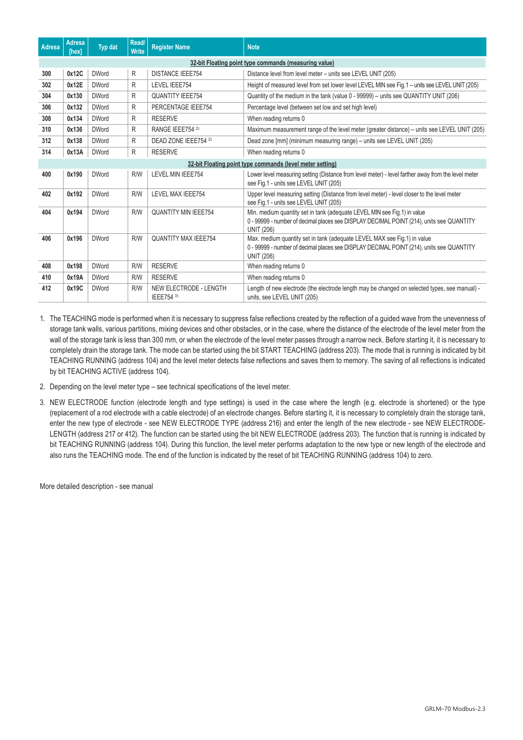| Adresa | Adresa [hex] | Typ dat | Read/ Write | Register Name | Note |
|---|---|---|---|---|---|
| | | | | **32-bit Floating point type commands (measuring value)** | |
| **300** | **0x12C** | DWord | R | DISTANCE IEEE754 | Distance level from level meter – units see LEVEL UNIT (205) |
| **302** | **0x12E** | DWord | R | LEVEL IEEE754 | Height of measured level from set lower level LEVEL MIN see Fig.1 – units see LEVEL UNIT (205) |
| **304** | **0x130** | DWord | R | QUANTITY IEEE754 | Quantity of the medium in the tank (value 0 - 99999) – units see QUANTITY UNIT (206) |
| **306** | **0x132** | DWord | R | PERCENTAGE IEEE754 | Percentage level (between set low and set high level) |
| **308** | **0x134** | DWord | R | RESERVE | When reading returns 0 |
| **310** | **0x136** | DWord | R | RANGE IEEE754 [2] | Maximum measurement range of the level meter (greater distance) – units see LEVEL UNIT (205) |
| **312** | **0x138** | DWord | R | DEAD ZONE IEEE754 [2] | Dead zone [mm] (minimum measuring range) – units see LEVEL UNIT (205) |
| **314** | **0x13A** | DWord | R | RESERVE | When reading returns 0 |
| | | | | **32-bit Floating point type commands (level meter setting)** | |
| **400** | **0x190** | DWord | R/W | LEVEL MIN IEEE754 | Lower level measuring setting (Distance from level meter) - level farther away from the level meter see Fig.1 - units see LEVEL UNIT (205) |
| **402** | **0x192** | DWord | R/W | LEVEL MAX IEEE754 | Upper level measuring setting (Distance from level meter) - level closer to the level meter see Fig.1 - units see LEVEL UNIT (205) |
| **404** | **0x194** | DWord | R/W | QUANTITY MIN IEEE754 | Min. medium quantity set in tank (adequate LEVEL MIN see Fig.1) in value 0 - 99999 - number of decimal places see DISPLAY DECIMAL POINT (214), units see QUANTITY UNIT (206) |
| **406** | **0x196** | DWord | R/W | QUANTITY MAX IEEE754 | Max. medium quantity set in tank (adequate LEVEL MAX see Fig.1) in value 0 - 99999 - number of decimal places see DISPLAY DECIMAL POINT (214), units see QUANTITY UNIT (206) |
| **408** | **0x198** | DWord | R/W | RESERVE | When reading returns 0 |
| **410** | **0x19A** | DWord | R/W | RESERVE | When reading returns 0 |
| **412** | **0x19C** | DWord | R/W | NEW ELECTRODE - LENGTH IEEE754 [3] | Length of new electrode (the electrode length may be changed on selected types, see manual) - units, see LEVEL UNIT (205) |

1. The TEACHING mode is performed when it is necessary to suppress false reflections created by the reflection of a guided wave from the unevenness of storage tank walls, various partitions, mixing devices and other obstacles, or in the case, where the distance of the electrode of the level meter from the wall of the storage tank is less than 300 mm, or when the electrode of the level meter passes through a narrow neck. Before starting it, it is necessary to completely drain the storage tank. The mode can be started using the bit START TEACHING (address 203). The mode that is running is indicated by bit TEACHING RUNNING (address 104) and the level meter detects false reflections and saves them to memory. The saving of all reflections is indicated by bit TEACHING ACTIVE (address 104).
2. Depending on the level meter type – see technical specifications of the level meter.
3. NEW ELECTRODE function (electrode length and type settings) is used in the case where the length (e.g. electrode is shortened) or the type (replacement of a rod electrode with a cable electrode) of an electrode changes. Before starting it, it is necessary to completely drain the storage tank, enter the new type of electrode - see NEW ELECTRODE TYPE (address 216) and enter the length of the new electrode - see NEW ELECTRODE-LENGTH (address 217 or 412). The function can be started using the bit NEW ELECTRODE (address 203). The function that is running is indicated by bit TEACHING RUNNING (address 104). During this function, the level meter performs adaptation to the new type or new length of the electrode and also runs the TEACHING mode. The end of the function is indicated by the reset of bit TEACHING RUNNING (address 104) to zero.

More detailed description - see manual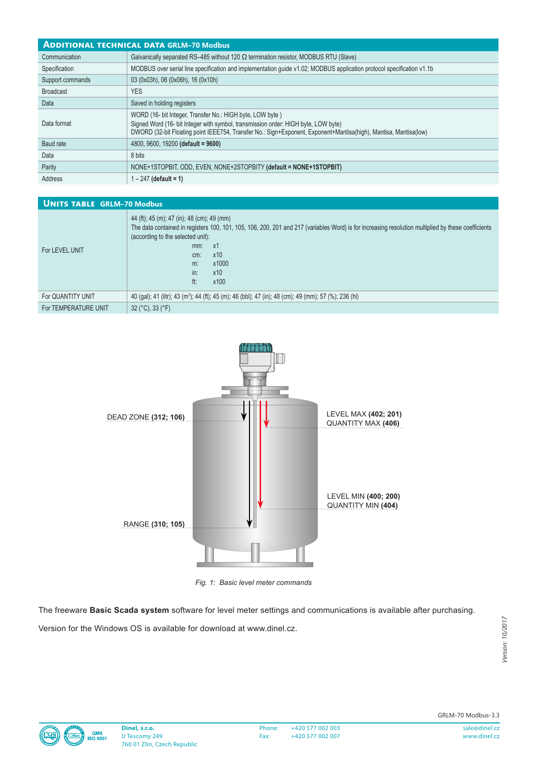## Additional technical data GRLM–70 Modbus

| | |
|---|---|
| Communication | Galvanically separated RS–485 without 120 Ω termination resistor, MODBUS RTU (Slave) |
| Specification | MODBUS over serial line specification and implementation guide v1.02; MODBUS application protocol specification v1.1b |
| Support commands | 03 (0x03h), 06 (0x06h), 16 (0x10h) |
| Broadcast | YES |
| Data | Saved in holding registers |
| Data format | WORD (16- bit Integer, Transfer No.: HIGH byte, LOW byte )<br>Signed Word (16- bit Integer with symbol, transmission order: HIGH byte, LOW byte)<br>DWORD (32-bit Floating point IEEE754, Transfer No.: Sign+Exponent, Exponent+Mantisa(high), Mantisa, Mantisa(low) |
| Baud rate | 4800, 9600, 19200 **(default = 9600)** |
| Data | 8 bits |
| Parity | NONE+1STOPBIT, ODD, EVEN, NONE+2STOPBITY **(default = NONE+1STOPBIT)** |
| Address | 1 – 247 **(default = 1)** |

## Units table GRLM–70 Modbus

| | |
|---|---|
| For LEVEL UNIT | 44 (ft); 45 (m); 47 (in); 48 (cm); 49 (mm)<br>The data contained in registers 100, 101, 105, 106, 200, 201 and 217 (variables Word) is for increasing resolution multiplied by these coefficients (according to the selected unit):<br>mm: x1<br>cm: x10<br>m: x1000<br>in: x10<br>ft: x100 |
| For QUANTITY UNIT | 40 (gal); 41 (litr); 43 ($m^3$); 44 (ft); 45 (m); 46 (bbl); 47 (in); 48 (cm); 49 (mm); 57 (%); 236 (hl) |
| For TEMPERATURE UNIT | 32 (°C), 33 (°F) |

DEAD ZONE **(312; 106)**

LEVEL MAX **(402; 201)**
QUANTITY MAX **(406)**

LEVEL MIN **(400; 200)**
QUANTITY MIN **(404)**

RANGE **(310; 105)**

*Fig. 1: Basic level meter commands*

The freeware **Basic Scada system** software for level meter settings and communications is available after purchasing.

Version for the Windows OS is available for download at www.dinel.cz.

*Version: 10/2017*

GRLM-70 Modbus-3.3

**Dinel, s.r.o.**
U Tescomy 249
760 01 Zlín, Czech Republic

Phone: +420 577 002 003
Fax: +420 577 002 007

sale@dinel.cz
www.dinel.cz